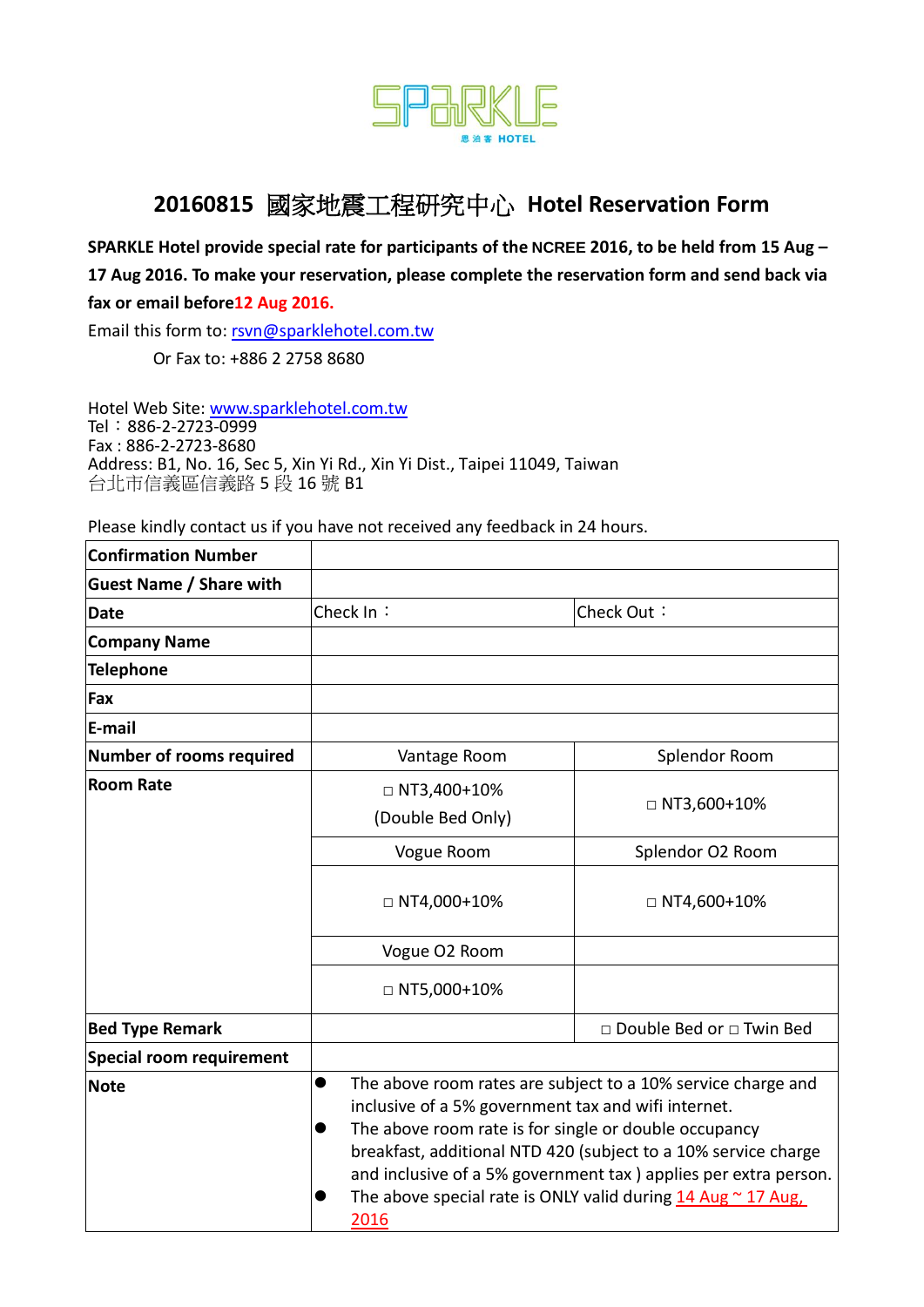SPARKLE 思泊客 HOTEL

# 20160815 國家地震工程研究中心 Hotel Reservation Form

**SPARKLE Hotel provide special rate for participants of the NCREE 2016, to be held from 15 Aug – 17 Aug 2016. To make your reservation, please complete the reservation form and send back via fax or email before12 Aug 2016.**

Email this form to: rsvn@sparklehotel.com.tw

Or Fax to: +886 2 2758 8680

Hotel Web Site: www.sparklehotel.com.tw
Tel：886-2-2723-0999
Fax : 886-2-2723-8680
Address: B1, No. 16, Sec 5, Xin Yi Rd., Xin Yi Dist., Taipei 11049, Taiwan
台北市信義區信義路 5 段 16 號 B1

Please kindly contact us if you have not received any feedback in 24 hours.

| | | |
|---|---|---|
| **Confirmation Number** | | |
| **Guest Name / Share with** | | |
| **Date** | Check In： | Check Out： |
| **Company Name** | | |
| **Telephone** | | |
| **Fax** | | |
| **E-mail** | | |
| **Number of rooms required** | Vantage Room | Splendor Room |
| **Room Rate** | □ NT3,400+10% (Double Bed Only) | □ NT3,600+10% |
| | Vogue Room | Splendor O2 Room |
| | □ NT4,000+10% | □ NT4,600+10% |
| | Vogue O2 Room | |
| | □ NT5,000+10% | |
| **Bed Type Remark** | | □ Double Bed or □ Twin Bed |
| **Special room requirement** | | |
| **Note** | ● The above room rates are subject to a 10% service charge and inclusive of a 5% government tax and wifi internet. ● The above room rate is for single or double occupancy breakfast, additional NTD 420 (subject to a 10% service charge and inclusive of a 5% government tax ) applies per extra person. ● The above special rate is ONLY valid during 14 Aug ~ 17 Aug, 2016 | |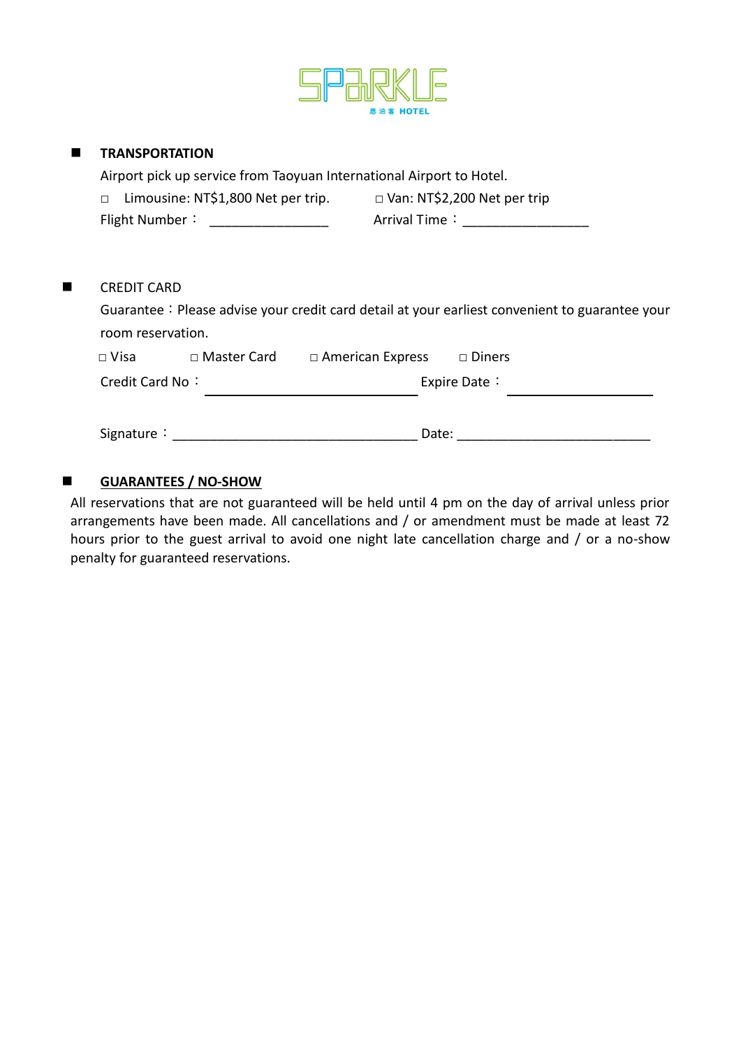SPARKLE 思泊客 HOTEL

- **TRANSPORTATION**

  Airport pick up service from Taoyuan International Airport to Hotel.

  □ Limousine: NT$1,800 Net per trip. □ Van: NT$2,200 Net per trip

  Flight Number：________________ Arrival Time：_________________

- CREDIT CARD

  Guarantee：Please advise your credit card detail at your earliest convenient to guarantee your room reservation.

  □ Visa □ Master Card □ American Express □ Diners

  Credit Card No：_____________________________ Expire Date：______________

  Signature：_________________________________ Date: __________________________

- **GUARANTEES / NO-SHOW**

All reservations that are not guaranteed will be held until 4 pm on the day of arrival unless prior arrangements have been made. All cancellations and / or amendment must be made at least 72 hours prior to the guest arrival to avoid one night late cancellation charge and / or a no-show penalty for guaranteed reservations.